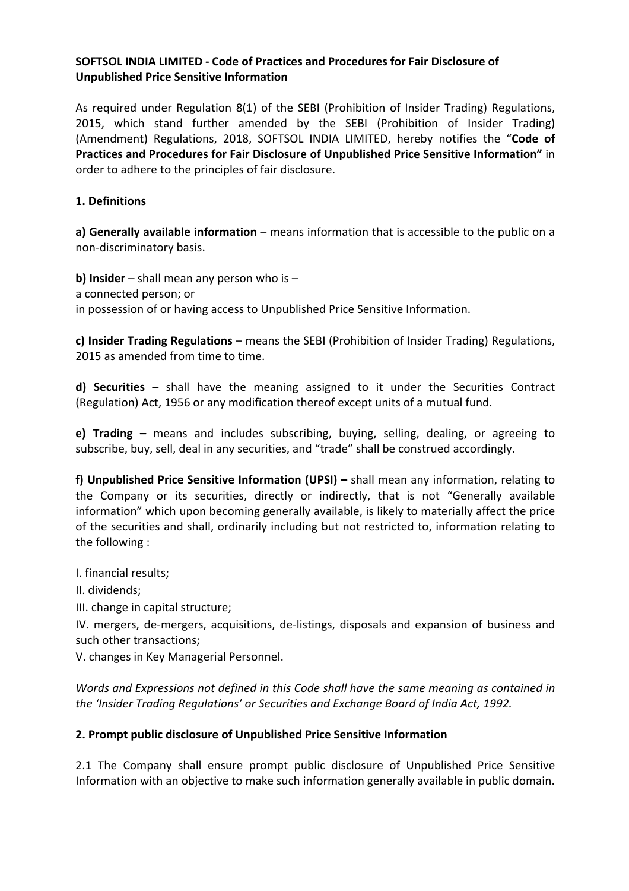**SOFTSOL INDIA LIMITED - Code of Practices and Procedures for Fair Disclosure of Unpublished Price Sensitive Information**

As required under Regulation 8(1) of the SEBI (Prohibition of Insider Trading) Regulations, 2015, which stand further amended by the SEBI (Prohibition of Insider Trading) (Amendment) Regulations, 2018, SOFTSOL INDIA LIMITED, hereby notifies the "**Code of Practices and Procedures for Fair Disclosure of Unpublished Price Sensitive Information"** in order to adhere to the principles of fair disclosure.

**1. Definitions**

**a) Generally available information** – means information that is accessible to the public on a non-discriminatory basis.

**b) Insider** – shall mean any person who is –
a connected person; or
in possession of or having access to Unpublished Price Sensitive Information.

**c) Insider Trading Regulations** – means the SEBI (Prohibition of Insider Trading) Regulations, 2015 as amended from time to time.

**d) Securities –** shall have the meaning assigned to it under the Securities Contract (Regulation) Act, 1956 or any modification thereof except units of a mutual fund.

**e) Trading –** means and includes subscribing, buying, selling, dealing, or agreeing to subscribe, buy, sell, deal in any securities, and "trade" shall be construed accordingly.

**f) Unpublished Price Sensitive Information (UPSI) –** shall mean any information, relating to the Company or its securities, directly or indirectly, that is not "Generally available information" which upon becoming generally available, is likely to materially affect the price of the securities and shall, ordinarily including but not restricted to, information relating to the following :

I. financial results;
II. dividends;
III. change in capital structure;
IV. mergers, de-mergers, acquisitions, de-listings, disposals and expansion of business and such other transactions;
V. changes in Key Managerial Personnel.

*Words and Expressions not defined in this Code shall have the same meaning as contained in the 'Insider Trading Regulations' or Securities and Exchange Board of India Act, 1992.*

**2. Prompt public disclosure of Unpublished Price Sensitive Information**

2.1 The Company shall ensure prompt public disclosure of Unpublished Price Sensitive Information with an objective to make such information generally available in public domain.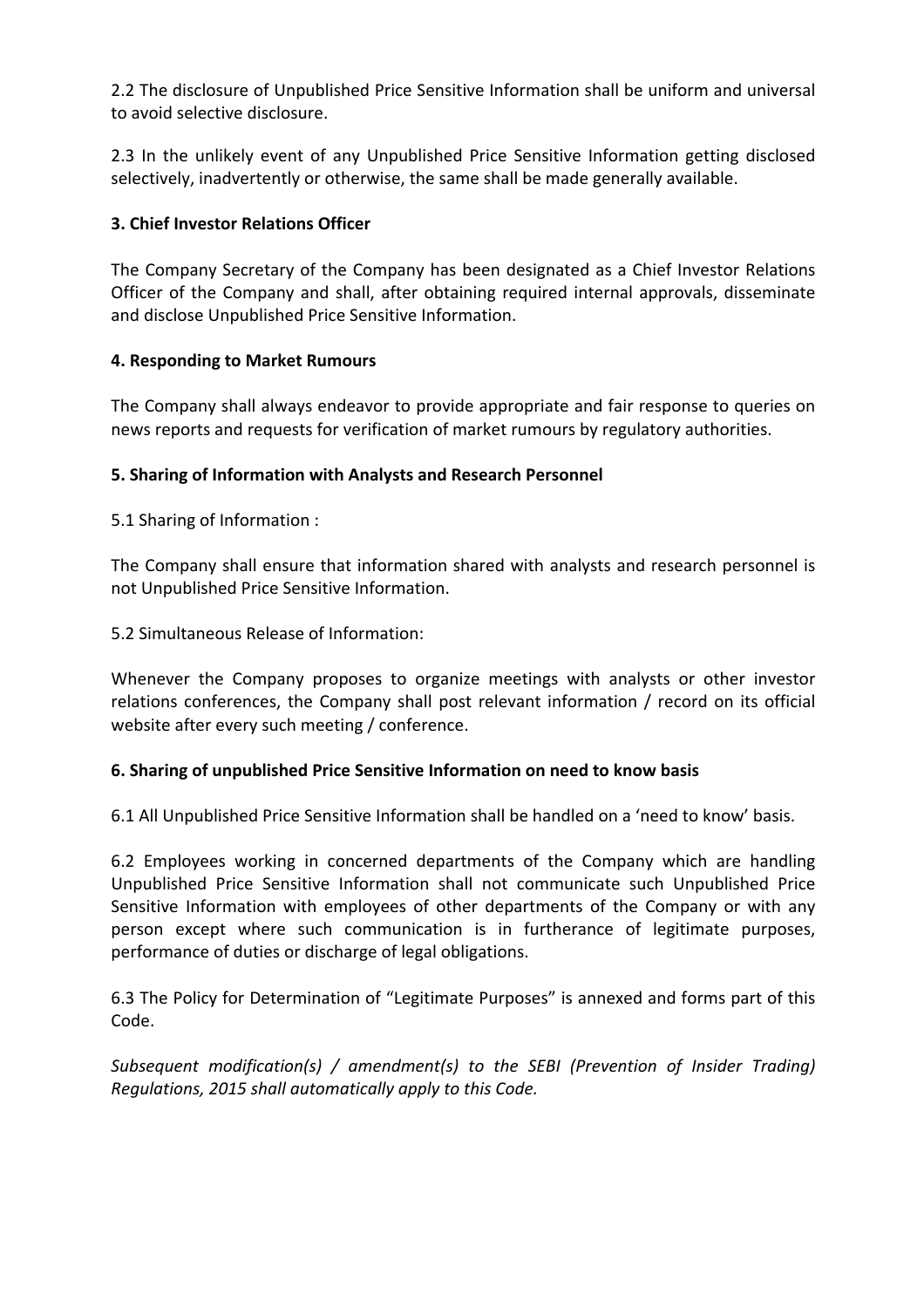2.2 The disclosure of Unpublished Price Sensitive Information shall be uniform and universal to avoid selective disclosure.

2.3 In the unlikely event of any Unpublished Price Sensitive Information getting disclosed selectively, inadvertently or otherwise, the same shall be made generally available.

**3. Chief Investor Relations Officer**

The Company Secretary of the Company has been designated as a Chief Investor Relations Officer of the Company and shall, after obtaining required internal approvals, disseminate and disclose Unpublished Price Sensitive Information.

**4. Responding to Market Rumours**

The Company shall always endeavor to provide appropriate and fair response to queries on news reports and requests for verification of market rumours by regulatory authorities.

**5. Sharing of Information with Analysts and Research Personnel**

5.1 Sharing of Information :

The Company shall ensure that information shared with analysts and research personnel is not Unpublished Price Sensitive Information.

5.2 Simultaneous Release of Information:

Whenever the Company proposes to organize meetings with analysts or other investor relations conferences, the Company shall post relevant information / record on its official website after every such meeting / conference.

**6. Sharing of unpublished Price Sensitive Information on need to know basis**

6.1 All Unpublished Price Sensitive Information shall be handled on a 'need to know' basis.

6.2 Employees working in concerned departments of the Company which are handling Unpublished Price Sensitive Information shall not communicate such Unpublished Price Sensitive Information with employees of other departments of the Company or with any person except where such communication is in furtherance of legitimate purposes, performance of duties or discharge of legal obligations.

6.3 The Policy for Determination of "Legitimate Purposes" is annexed and forms part of this Code.

*Subsequent modification(s) / amendment(s) to the SEBI (Prevention of Insider Trading) Regulations, 2015 shall automatically apply to this Code.*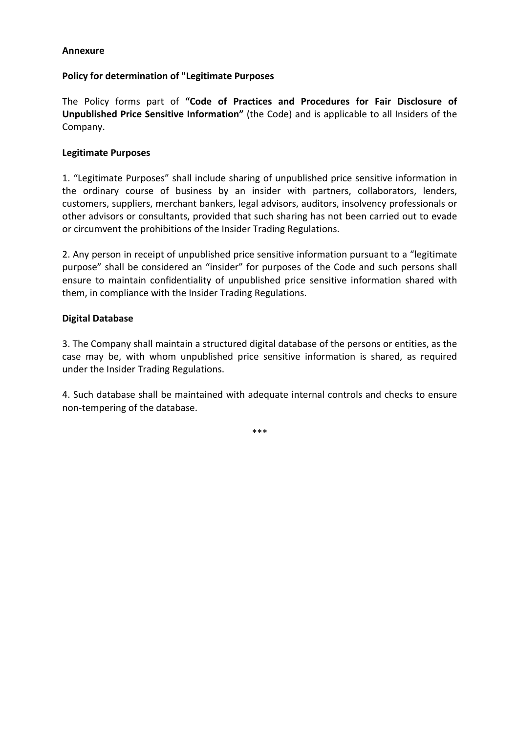**Annexure**

**Policy for determination of "Legitimate Purposes**

The Policy forms part of **"Code of Practices and Procedures for Fair Disclosure of Unpublished Price Sensitive Information"** (the Code) and is applicable to all Insiders of the Company.

**Legitimate Purposes**

1. "Legitimate Purposes" shall include sharing of unpublished price sensitive information in the ordinary course of business by an insider with partners, collaborators, lenders, customers, suppliers, merchant bankers, legal advisors, auditors, insolvency professionals or other advisors or consultants, provided that such sharing has not been carried out to evade or circumvent the prohibitions of the Insider Trading Regulations.

2. Any person in receipt of unpublished price sensitive information pursuant to a "legitimate purpose" shall be considered an "insider" for purposes of the Code and such persons shall ensure to maintain confidentiality of unpublished price sensitive information shared with them, in compliance with the Insider Trading Regulations.

**Digital Database**

3. The Company shall maintain a structured digital database of the persons or entities, as the case may be, with whom unpublished price sensitive information is shared, as required under the Insider Trading Regulations.

4. Such database shall be maintained with adequate internal controls and checks to ensure non-tempering of the database.

***